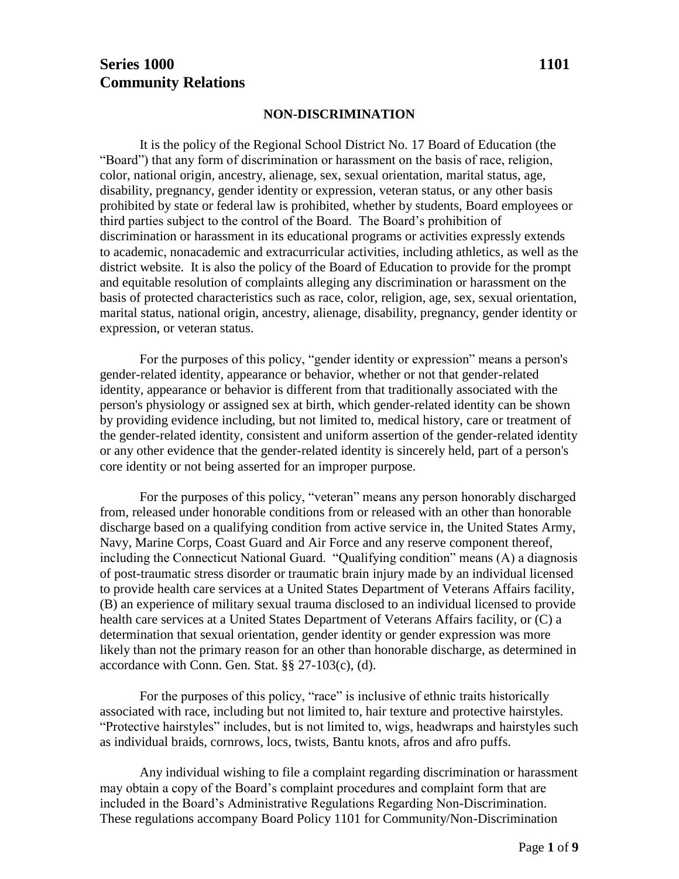**Series 1000 1101**
**Community Relations**

## NON-DISCRIMINATION

It is the policy of the Regional School District No. 17 Board of Education (the "Board") that any form of discrimination or harassment on the basis of race, religion, color, national origin, ancestry, alienage, sex, sexual orientation, marital status, age, disability, pregnancy, gender identity or expression, veteran status, or any other basis prohibited by state or federal law is prohibited, whether by students, Board employees or third parties subject to the control of the Board. The Board's prohibition of discrimination or harassment in its educational programs or activities expressly extends to academic, nonacademic and extracurricular activities, including athletics, as well as the district website. It is also the policy of the Board of Education to provide for the prompt and equitable resolution of complaints alleging any discrimination or harassment on the basis of protected characteristics such as race, color, religion, age, sex, sexual orientation, marital status, national origin, ancestry, alienage, disability, pregnancy, gender identity or expression, or veteran status.

For the purposes of this policy, "gender identity or expression" means a person's gender-related identity, appearance or behavior, whether or not that gender-related identity, appearance or behavior is different from that traditionally associated with the person's physiology or assigned sex at birth, which gender-related identity can be shown by providing evidence including, but not limited to, medical history, care or treatment of the gender-related identity, consistent and uniform assertion of the gender-related identity or any other evidence that the gender-related identity is sincerely held, part of a person's core identity or not being asserted for an improper purpose.

For the purposes of this policy, "veteran" means any person honorably discharged from, released under honorable conditions from or released with an other than honorable discharge based on a qualifying condition from active service in, the United States Army, Navy, Marine Corps, Coast Guard and Air Force and any reserve component thereof, including the Connecticut National Guard. "Qualifying condition" means (A) a diagnosis of post-traumatic stress disorder or traumatic brain injury made by an individual licensed to provide health care services at a United States Department of Veterans Affairs facility, (B) an experience of military sexual trauma disclosed to an individual licensed to provide health care services at a United States Department of Veterans Affairs facility, or (C) a determination that sexual orientation, gender identity or gender expression was more likely than not the primary reason for an other than honorable discharge, as determined in accordance with Conn. Gen. Stat. §§ 27-103(c), (d).

For the purposes of this policy, "race" is inclusive of ethnic traits historically associated with race, including but not limited to, hair texture and protective hairstyles. "Protective hairstyles" includes, but is not limited to, wigs, headwraps and hairstyles such as individual braids, cornrows, locs, twists, Bantu knots, afros and afro puffs.

Any individual wishing to file a complaint regarding discrimination or harassment may obtain a copy of the Board's complaint procedures and complaint form that are included in the Board's Administrative Regulations Regarding Non-Discrimination. These regulations accompany Board Policy 1101 for Community/Non-Discrimination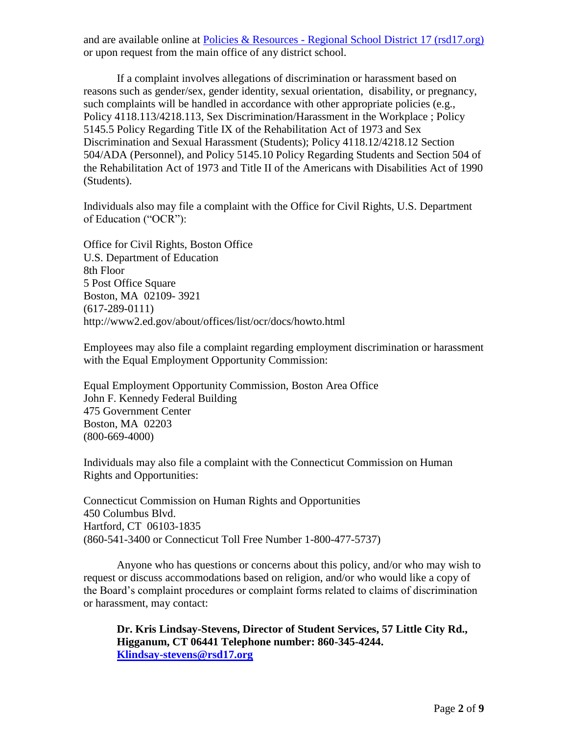and are available online at [Policies & Resources - Regional School District 17 (rsd17.org)] or upon request from the main office of any district school.

If a complaint involves allegations of discrimination or harassment based on reasons such as gender/sex, gender identity, sexual orientation, disability, or pregnancy, such complaints will be handled in accordance with other appropriate policies (e.g., Policy 4118.113/4218.113, Sex Discrimination/Harassment in the Workplace ; Policy 5145.5 Policy Regarding Title IX of the Rehabilitation Act of 1973 and Sex Discrimination and Sexual Harassment (Students); Policy 4118.12/4218.12 Section 504/ADA (Personnel), and Policy 5145.10 Policy Regarding Students and Section 504 of the Rehabilitation Act of 1973 and Title II of the Americans with Disabilities Act of 1990 (Students).

Individuals also may file a complaint with the Office for Civil Rights, U.S. Department of Education ("OCR"):

Office for Civil Rights, Boston Office
U.S. Department of Education
8th Floor
5 Post Office Square
Boston, MA 02109- 3921
(617-289-0111)
http://www2.ed.gov/about/offices/list/ocr/docs/howto.html

Employees may also file a complaint regarding employment discrimination or harassment with the Equal Employment Opportunity Commission:

Equal Employment Opportunity Commission, Boston Area Office
John F. Kennedy Federal Building
475 Government Center
Boston, MA 02203
(800-669-4000)

Individuals may also file a complaint with the Connecticut Commission on Human Rights and Opportunities:

Connecticut Commission on Human Rights and Opportunities
450 Columbus Blvd.
Hartford, CT 06103-1835
(860-541-3400 or Connecticut Toll Free Number 1-800-477-5737)

Anyone who has questions or concerns about this policy, and/or who may wish to request or discuss accommodations based on religion, and/or who would like a copy of the Board's complaint procedures or complaint forms related to claims of discrimination or harassment, may contact:

**Dr. Kris Lindsay-Stevens, Director of Student Services, 57 Little City Rd., Higganum, CT 06441 Telephone number: 860-345-4244. [Klindsay-stevens@rsd17.org]**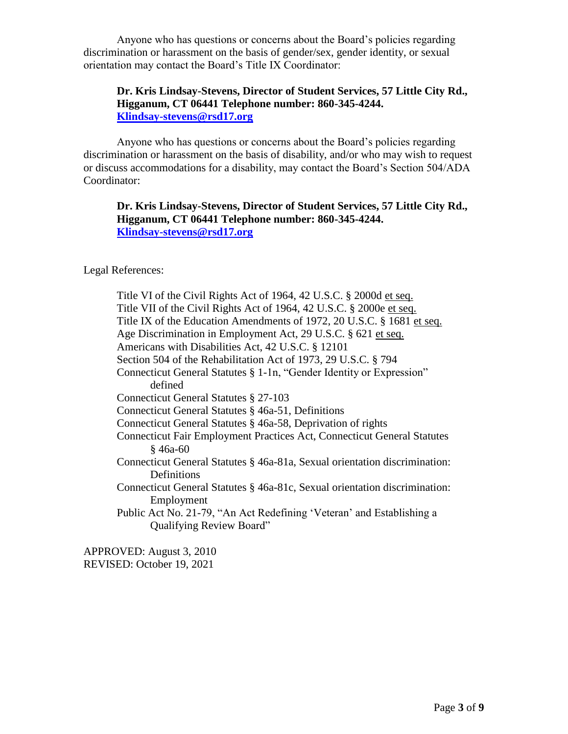Anyone who has questions or concerns about the Board's policies regarding discrimination or harassment on the basis of gender/sex, gender identity, or sexual orientation may contact the Board's Title IX Coordinator:

> **Dr. Kris Lindsay-Stevens, Director of Student Services, 57 Little City Rd., Higganum, CT 06441 Telephone number: 860-345-4244.**
> **Klindsay-stevens@rsd17.org**

Anyone who has questions or concerns about the Board's policies regarding discrimination or harassment on the basis of disability, and/or who may wish to request or discuss accommodations for a disability, may contact the Board's Section 504/ADA Coordinator:

> **Dr. Kris Lindsay-Stevens, Director of Student Services, 57 Little City Rd., Higganum, CT 06441 Telephone number: 860-345-4244.**
> **Klindsay-stevens@rsd17.org**

Legal References:

- Title VI of the Civil Rights Act of 1964, 42 U.S.C. § 2000d et seq.
- Title VII of the Civil Rights Act of 1964, 42 U.S.C. § 2000e et seq.
- Title IX of the Education Amendments of 1972, 20 U.S.C. § 1681 et seq.
- Age Discrimination in Employment Act, 29 U.S.C. § 621 et seq.
- Americans with Disabilities Act, 42 U.S.C. § 12101
- Section 504 of the Rehabilitation Act of 1973, 29 U.S.C. § 794
- Connecticut General Statutes § 1-1n, "Gender Identity or Expression" defined
- Connecticut General Statutes § 27-103
- Connecticut General Statutes § 46a-51, Definitions
- Connecticut General Statutes § 46a-58, Deprivation of rights
- Connecticut Fair Employment Practices Act, Connecticut General Statutes § 46a-60
- Connecticut General Statutes § 46a-81a, Sexual orientation discrimination: Definitions
- Connecticut General Statutes § 46a-81c, Sexual orientation discrimination: Employment
- Public Act No. 21-79, "An Act Redefining 'Veteran' and Establishing a Qualifying Review Board"

APPROVED: August 3, 2010
REVISED: October 19, 2021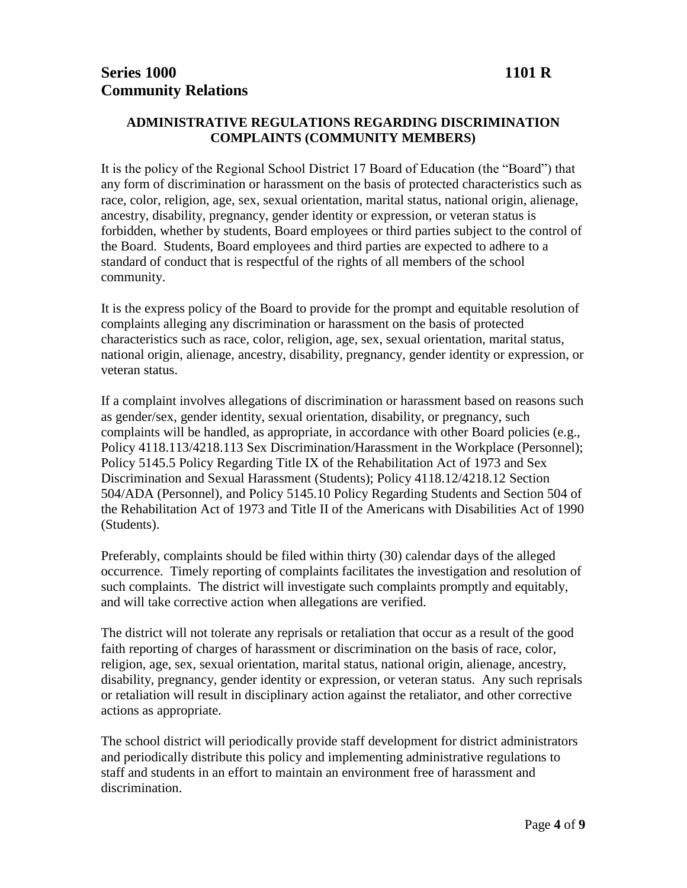**Series 1000** **1101 R**
**Community Relations**

## ADMINISTRATIVE REGULATIONS REGARDING DISCRIMINATION COMPLAINTS (COMMUNITY MEMBERS)

It is the policy of the Regional School District 17 Board of Education (the "Board") that any form of discrimination or harassment on the basis of protected characteristics such as race, color, religion, age, sex, sexual orientation, marital status, national origin, alienage, ancestry, disability, pregnancy, gender identity or expression, or veteran status is forbidden, whether by students, Board employees or third parties subject to the control of the Board. Students, Board employees and third parties are expected to adhere to a standard of conduct that is respectful of the rights of all members of the school community.

It is the express policy of the Board to provide for the prompt and equitable resolution of complaints alleging any discrimination or harassment on the basis of protected characteristics such as race, color, religion, age, sex, sexual orientation, marital status, national origin, alienage, ancestry, disability, pregnancy, gender identity or expression, or veteran status.

If a complaint involves allegations of discrimination or harassment based on reasons such as gender/sex, gender identity, sexual orientation, disability, or pregnancy, such complaints will be handled, as appropriate, in accordance with other Board policies (e.g., Policy 4118.113/4218.113 Sex Discrimination/Harassment in the Workplace (Personnel); Policy 5145.5 Policy Regarding Title IX of the Rehabilitation Act of 1973 and Sex Discrimination and Sexual Harassment (Students); Policy 4118.12/4218.12 Section 504/ADA (Personnel), and Policy 5145.10 Policy Regarding Students and Section 504 of the Rehabilitation Act of 1973 and Title II of the Americans with Disabilities Act of 1990 (Students).

Preferably, complaints should be filed within thirty (30) calendar days of the alleged occurrence. Timely reporting of complaints facilitates the investigation and resolution of such complaints. The district will investigate such complaints promptly and equitably, and will take corrective action when allegations are verified.

The district will not tolerate any reprisals or retaliation that occur as a result of the good faith reporting of charges of harassment or discrimination on the basis of race, color, religion, age, sex, sexual orientation, marital status, national origin, alienage, ancestry, disability, pregnancy, gender identity or expression, or veteran status. Any such reprisals or retaliation will result in disciplinary action against the retaliator, and other corrective actions as appropriate.

The school district will periodically provide staff development for district administrators and periodically distribute this policy and implementing administrative regulations to staff and students in an effort to maintain an environment free of harassment and discrimination.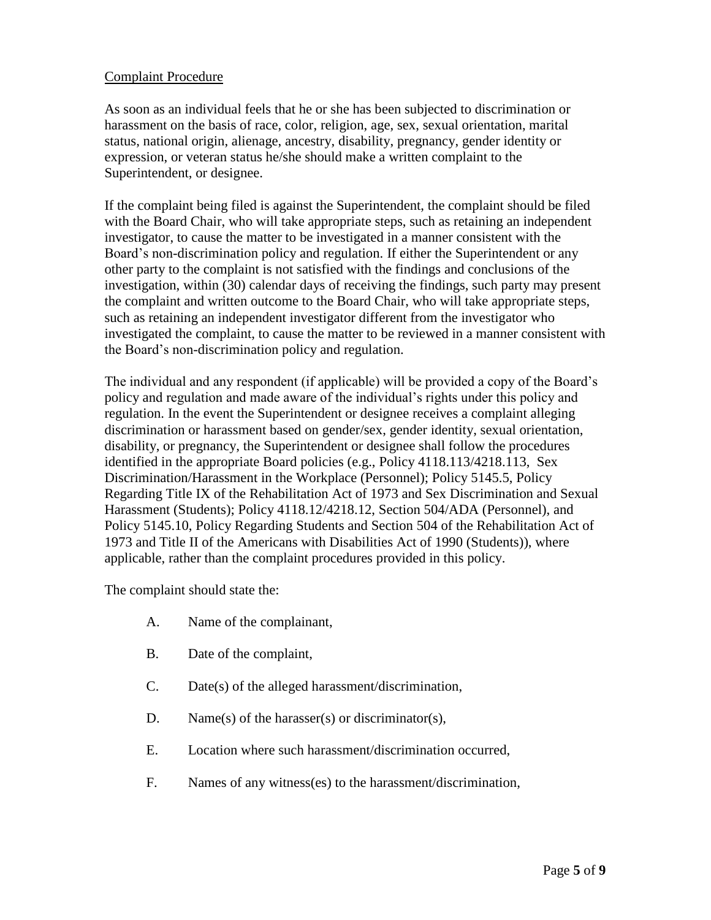Complaint Procedure

As soon as an individual feels that he or she has been subjected to discrimination or harassment on the basis of race, color, religion, age, sex, sexual orientation, marital status, national origin, alienage, ancestry, disability, pregnancy, gender identity or expression, or veteran status he/she should make a written complaint to the Superintendent, or designee.

If the complaint being filed is against the Superintendent, the complaint should be filed with the Board Chair, who will take appropriate steps, such as retaining an independent investigator, to cause the matter to be investigated in a manner consistent with the Board's non-discrimination policy and regulation. If either the Superintendent or any other party to the complaint is not satisfied with the findings and conclusions of the investigation, within (30) calendar days of receiving the findings, such party may present the complaint and written outcome to the Board Chair, who will take appropriate steps, such as retaining an independent investigator different from the investigator who investigated the complaint, to cause the matter to be reviewed in a manner consistent with the Board's non-discrimination policy and regulation.

The individual and any respondent (if applicable) will be provided a copy of the Board's policy and regulation and made aware of the individual's rights under this policy and regulation. In the event the Superintendent or designee receives a complaint alleging discrimination or harassment based on gender/sex, gender identity, sexual orientation, disability, or pregnancy, the Superintendent or designee shall follow the procedures identified in the appropriate Board policies (e.g., Policy 4118.113/4218.113, Sex Discrimination/Harassment in the Workplace (Personnel); Policy 5145.5, Policy Regarding Title IX of the Rehabilitation Act of 1973 and Sex Discrimination and Sexual Harassment (Students); Policy 4118.12/4218.12, Section 504/ADA (Personnel), and Policy 5145.10, Policy Regarding Students and Section 504 of the Rehabilitation Act of 1973 and Title II of the Americans with Disabilities Act of 1990 (Students)), where applicable, rather than the complaint procedures provided in this policy.

The complaint should state the:

A. Name of the complainant,

B. Date of the complaint,

C. Date(s) of the alleged harassment/discrimination,

D. Name(s) of the harasser(s) or discriminator(s),

E. Location where such harassment/discrimination occurred,

F. Names of any witness(es) to the harassment/discrimination,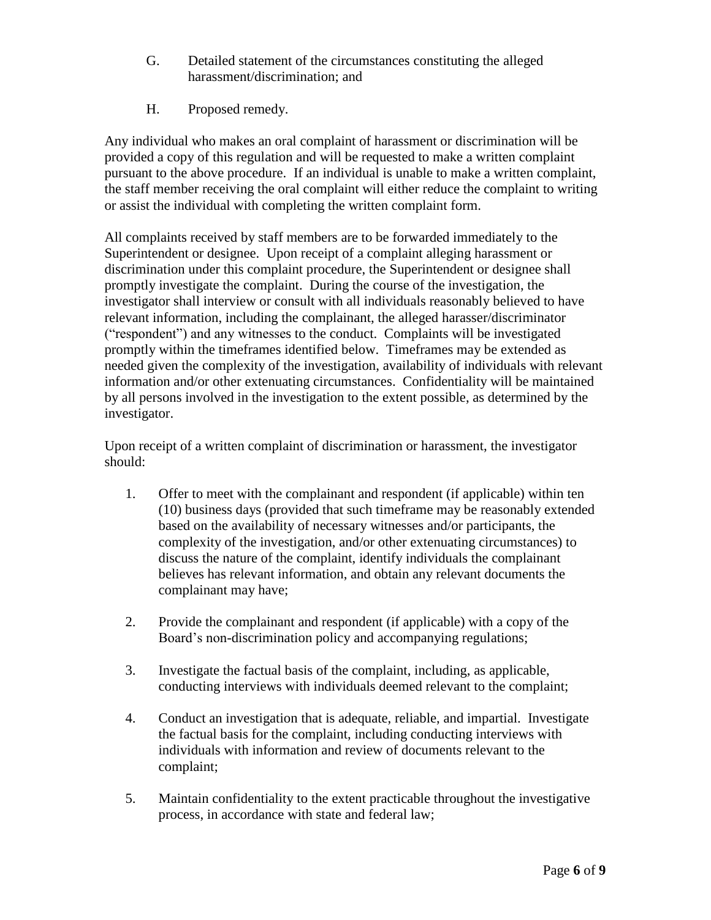G. Detailed statement of the circumstances constituting the alleged harassment/discrimination; and

H. Proposed remedy.

Any individual who makes an oral complaint of harassment or discrimination will be provided a copy of this regulation and will be requested to make a written complaint pursuant to the above procedure. If an individual is unable to make a written complaint, the staff member receiving the oral complaint will either reduce the complaint to writing or assist the individual with completing the written complaint form.

All complaints received by staff members are to be forwarded immediately to the Superintendent or designee. Upon receipt of a complaint alleging harassment or discrimination under this complaint procedure, the Superintendent or designee shall promptly investigate the complaint. During the course of the investigation, the investigator shall interview or consult with all individuals reasonably believed to have relevant information, including the complainant, the alleged harasser/discriminator ("respondent") and any witnesses to the conduct. Complaints will be investigated promptly within the timeframes identified below. Timeframes may be extended as needed given the complexity of the investigation, availability of individuals with relevant information and/or other extenuating circumstances. Confidentiality will be maintained by all persons involved in the investigation to the extent possible, as determined by the investigator.

Upon receipt of a written complaint of discrimination or harassment, the investigator should:

1. Offer to meet with the complainant and respondent (if applicable) within ten (10) business days (provided that such timeframe may be reasonably extended based on the availability of necessary witnesses and/or participants, the complexity of the investigation, and/or other extenuating circumstances) to discuss the nature of the complaint, identify individuals the complainant believes has relevant information, and obtain any relevant documents the complainant may have;

2. Provide the complainant and respondent (if applicable) with a copy of the Board's non-discrimination policy and accompanying regulations;

3. Investigate the factual basis of the complaint, including, as applicable, conducting interviews with individuals deemed relevant to the complaint;

4. Conduct an investigation that is adequate, reliable, and impartial. Investigate the factual basis for the complaint, including conducting interviews with individuals with information and review of documents relevant to the complaint;

5. Maintain confidentiality to the extent practicable throughout the investigative process, in accordance with state and federal law;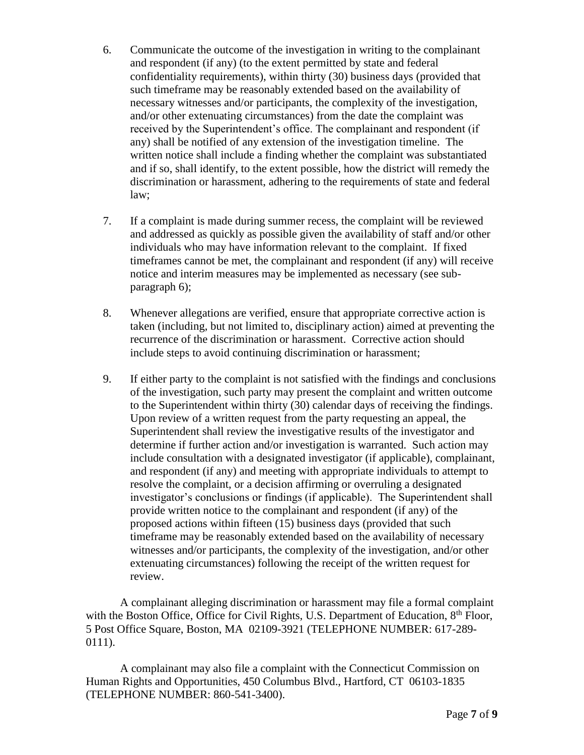6. Communicate the outcome of the investigation in writing to the complainant and respondent (if any) (to the extent permitted by state and federal confidentiality requirements), within thirty (30) business days (provided that such timeframe may be reasonably extended based on the availability of necessary witnesses and/or participants, the complexity of the investigation, and/or other extenuating circumstances) from the date the complaint was received by the Superintendent's office. The complainant and respondent (if any) shall be notified of any extension of the investigation timeline. The written notice shall include a finding whether the complaint was substantiated and if so, shall identify, to the extent possible, how the district will remedy the discrimination or harassment, adhering to the requirements of state and federal law;

7. If a complaint is made during summer recess, the complaint will be reviewed and addressed as quickly as possible given the availability of staff and/or other individuals who may have information relevant to the complaint. If fixed timeframes cannot be met, the complainant and respondent (if any) will receive notice and interim measures may be implemented as necessary (see sub-paragraph 6);

8. Whenever allegations are verified, ensure that appropriate corrective action is taken (including, but not limited to, disciplinary action) aimed at preventing the recurrence of the discrimination or harassment. Corrective action should include steps to avoid continuing discrimination or harassment;

9. If either party to the complaint is not satisfied with the findings and conclusions of the investigation, such party may present the complaint and written outcome to the Superintendent within thirty (30) calendar days of receiving the findings. Upon review of a written request from the party requesting an appeal, the Superintendent shall review the investigative results of the investigator and determine if further action and/or investigation is warranted. Such action may include consultation with a designated investigator (if applicable), complainant, and respondent (if any) and meeting with appropriate individuals to attempt to resolve the complaint, or a decision affirming or overruling a designated investigator's conclusions or findings (if applicable). The Superintendent shall provide written notice to the complainant and respondent (if any) of the proposed actions within fifteen (15) business days (provided that such timeframe may be reasonably extended based on the availability of necessary witnesses and/or participants, the complexity of the investigation, and/or other extenuating circumstances) following the receipt of the written request for review.

A complainant alleging discrimination or harassment may file a formal complaint with the Boston Office, Office for Civil Rights, U.S. Department of Education, 8th Floor, 5 Post Office Square, Boston, MA 02109-3921 (TELEPHONE NUMBER: 617-289-0111).

A complainant may also file a complaint with the Connecticut Commission on Human Rights and Opportunities, 450 Columbus Blvd., Hartford, CT 06103-1835 (TELEPHONE NUMBER: 860-541-3400).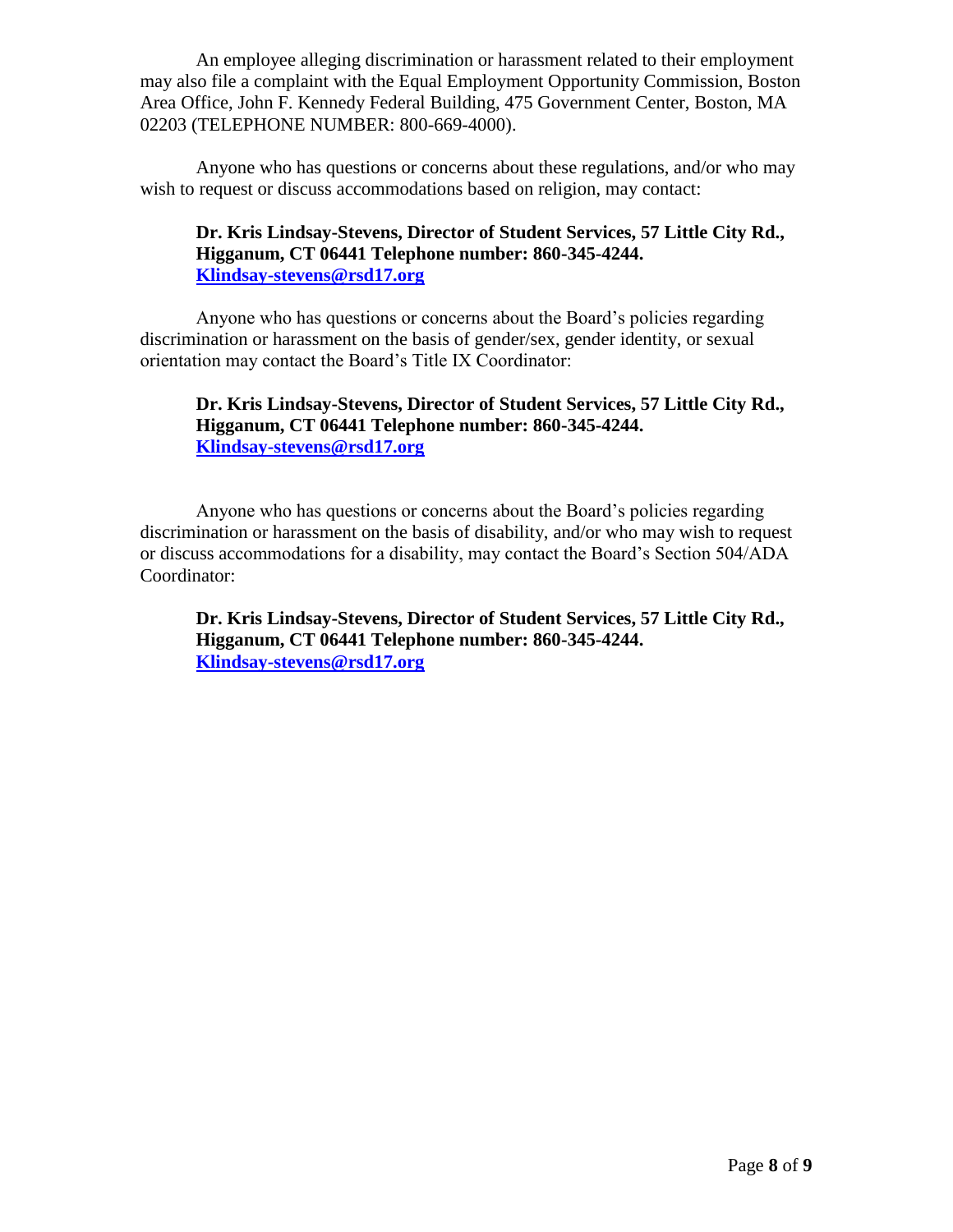An employee alleging discrimination or harassment related to their employment may also file a complaint with the Equal Employment Opportunity Commission, Boston Area Office, John F. Kennedy Federal Building, 475 Government Center, Boston, MA 02203 (TELEPHONE NUMBER: 800-669-4000).

Anyone who has questions or concerns about these regulations, and/or who may wish to request or discuss accommodations based on religion, may contact:

> **Dr. Kris Lindsay-Stevens, Director of Student Services, 57 Little City Rd., Higganum, CT 06441 Telephone number: 860-345-4244. Klindsay-stevens@rsd17.org**

Anyone who has questions or concerns about the Board's policies regarding discrimination or harassment on the basis of gender/sex, gender identity, or sexual orientation may contact the Board's Title IX Coordinator:

> **Dr. Kris Lindsay-Stevens, Director of Student Services, 57 Little City Rd., Higganum, CT 06441 Telephone number: 860-345-4244. Klindsay-stevens@rsd17.org**

Anyone who has questions or concerns about the Board's policies regarding discrimination or harassment on the basis of disability, and/or who may wish to request or discuss accommodations for a disability, may contact the Board's Section 504/ADA Coordinator:

> **Dr. Kris Lindsay-Stevens, Director of Student Services, 57 Little City Rd., Higganum, CT 06441 Telephone number: 860-345-4244. Klindsay-stevens@rsd17.org**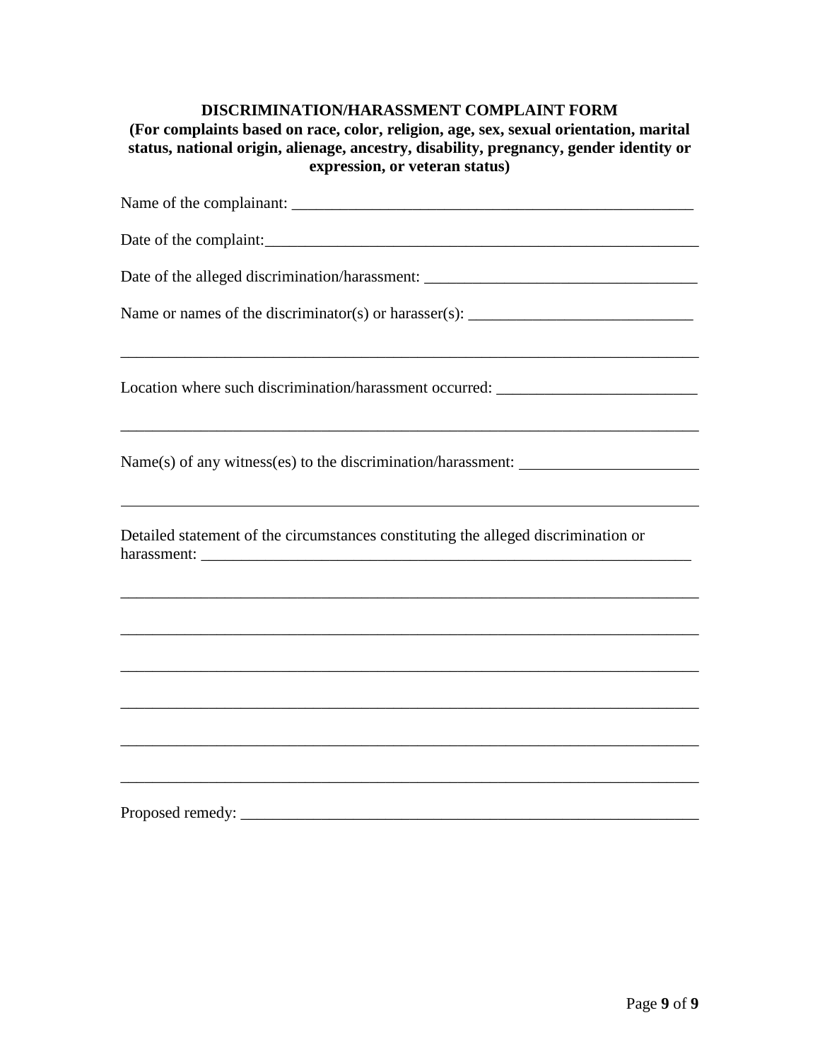**DISCRIMINATION/HARASSMENT COMPLAINT FORM**
**(For complaints based on race, color, religion, age, sex, sexual orientation, marital status, national origin, alienage, ancestry, disability, pregnancy, gender identity or expression, or veteran status)**

Name of the complainant: ___________________________________________________

Date of the complaint:_______________________________________________________

Date of the alleged discrimination/harassment: _________________________________

Name or names of the discriminator(s) or harasser(s): ___________________________

_______________________________________________________________________

Location where such discrimination/harassment occurred: ________________________

_______________________________________________________________________

Name(s) of any witness(es) to the discrimination/harassment: ______________________

_______________________________________________________________________

Detailed statement of the circumstances constituting the alleged discrimination or harassment: ____________________________________________________________

_______________________________________________________________________

_______________________________________________________________________

_______________________________________________________________________

_______________________________________________________________________

_______________________________________________________________________

_______________________________________________________________________

Proposed remedy: ________________________________________________________